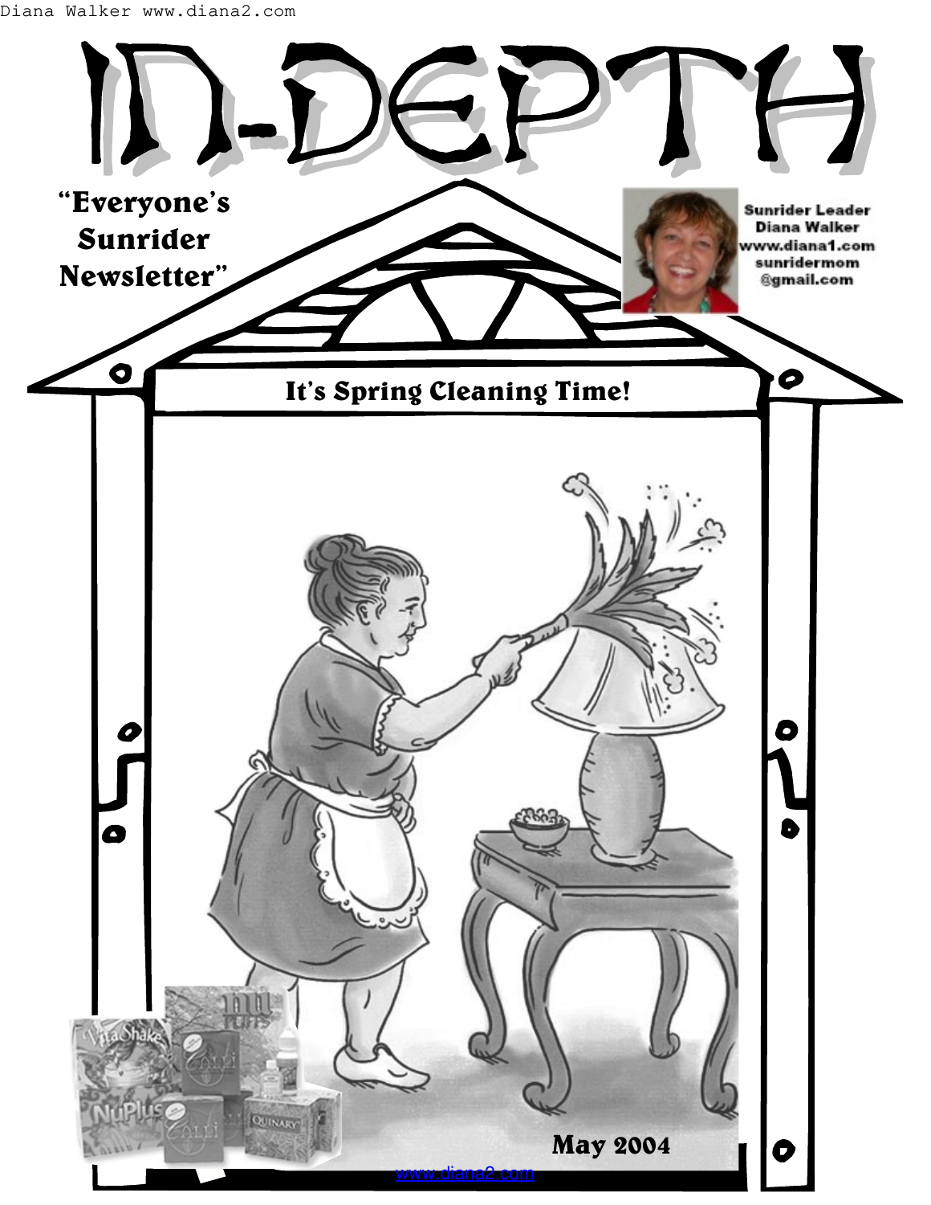# IN-DEPTH

**"Everyone's Sunrider Newsletter"**

**Sunrider Leader Diana Walker**
**www.diana1.com**
**sunridermom@gmail.com**

## It's Spring Cleaning Time!

**May 2004**

www.diana2.com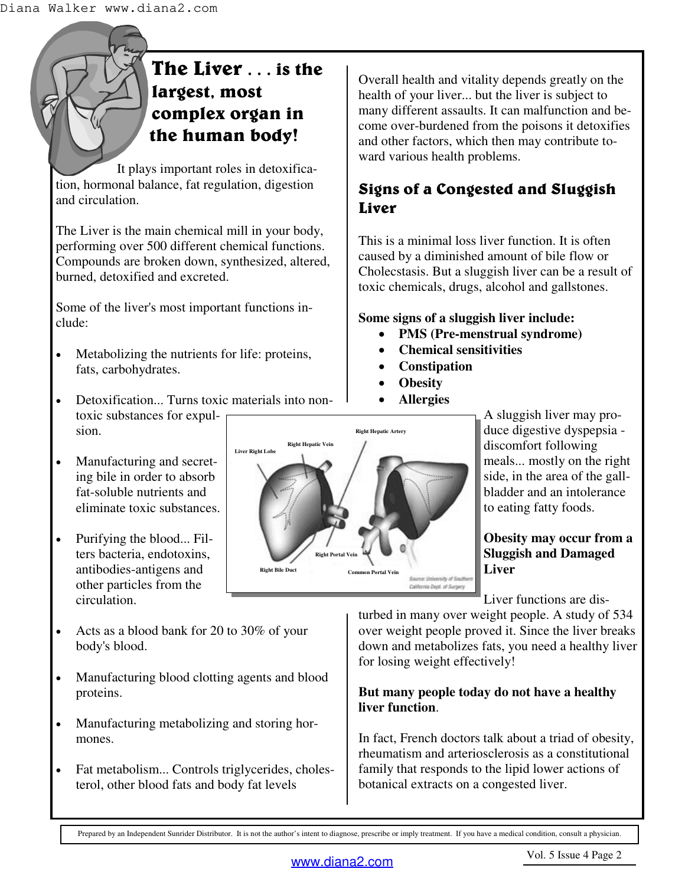# The Liver . . . is the largest, most complex organ in the human body!

It plays important roles in detoxification, hormonal balance, fat regulation, digestion and circulation.

The Liver is the main chemical mill in your body, performing over 500 different chemical functions. Compounds are broken down, synthesized, altered, burned, detoxified and excreted.

Some of the liver's most important functions include:

- Metabolizing the nutrients for life: proteins, fats, carbohydrates.
- Detoxification... Turns toxic materials into non-toxic substances for expulsion.
- Manufacturing and secreting bile in order to absorb fat-soluble nutrients and eliminate toxic substances.
- Purifying the blood... Filters bacteria, endotoxins, antibodies-antigens and other particles from the circulation.
- Acts as a blood bank for 20 to 30% of your body's blood.
- Manufacturing blood clotting agents and blood proteins.
- Manufacturing metabolizing and storing hormones.
- Fat metabolism... Controls triglycerides, cholesterol, other blood fats and body fat levels

Overall health and vitality depends greatly on the health of your liver... but the liver is subject to many different assaults. It can malfunction and become over-burdened from the poisons it detoxifies and other factors, which then may contribute toward various health problems.

## Signs of a Congested and Sluggish Liver

This is a minimal loss liver function. It is often caused by a diminished amount of bile flow or Cholecstasis. But a sluggish liver can be a result of toxic chemicals, drugs, alcohol and gallstones.

**Some signs of a sluggish liver include:**

- **PMS (Pre-menstrual syndrome)**
- **Chemical sensitivities**
- **Constipation**
- **Obesity**
- **Allergies**

A sluggish liver may produce digestive dyspepsia - discomfort following meals... mostly on the right side, in the area of the gallbladder and an intolerance to eating fatty foods.

**Obesity may occur from a Sluggish and Damaged Liver**

Liver functions are disturbed in many over weight people. A study of 534 over weight people proved it. Since the liver breaks down and metabolizes fats, you need a healthy liver for losing weight effectively!

**But many people today do not have a healthy liver function**.

In fact, French doctors talk about a triad of obesity, rheumatism and arteriosclerosis as a constitutional family that responds to the lipid lower actions of botanical extracts on a congested liver.

Prepared by an Independent Sunrider Distributor. It is not the author's intent to diagnose, prescribe or imply treatment. If you have a medical condition, consult a physician.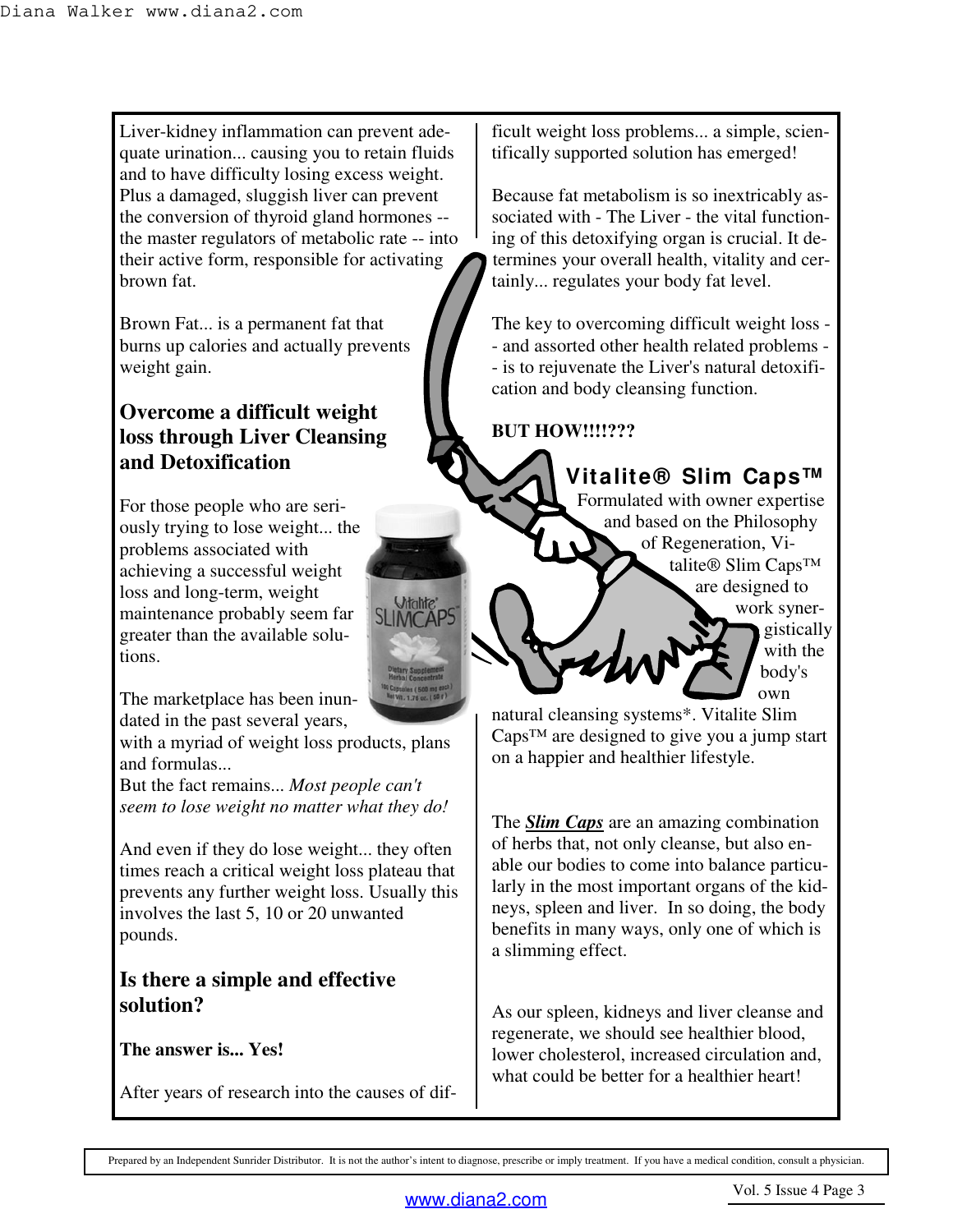Liver-kidney inflammation can prevent adequate urination... causing you to retain fluids and to have difficulty losing excess weight. Plus a damaged, sluggish liver can prevent the conversion of thyroid gland hormones -- the master regulators of metabolic rate -- into their active form, responsible for activating brown fat.

Brown Fat... is a permanent fat that burns up calories and actually prevents weight gain.

## Overcome a difficult weight loss through Liver Cleansing and Detoxification

For those people who are seriously trying to lose weight... the problems associated with achieving a successful weight loss and long-term, weight maintenance probably seem far greater than the available solutions.

The marketplace has been inundated in the past several years, with a myriad of weight loss products, plans and formulas...
But the fact remains... *Most people can't seem to lose weight no matter what they do!*

And even if they do lose weight... they often times reach a critical weight loss plateau that prevents any further weight loss. Usually this involves the last 5, 10 or 20 unwanted pounds.

## Is there a simple and effective solution?

**The answer is... Yes!**

After years of research into the causes of difficult weight loss problems... a simple, scientifically supported solution has emerged!

Because fat metabolism is so inextricably associated with - The Liver - the vital functioning of this detoxifying organ is crucial. It determines your overall health, vitality and certainly... regulates your body fat level.

The key to overcoming difficult weight loss -- and assorted other health related problems -- is to rejuvenate the Liver's natural detoxification and body cleansing function.

**BUT HOW!!!!???**

## Vitalite® Slim Caps™

Formulated with owner expertise and based on the Philosophy of Regeneration, Vitalite® Slim Caps™ are designed to work synergistically with the body's own natural cleansing systems*. Vitalite Slim Caps™ are designed to give you a jump start on a happier and healthier lifestyle.

The ***Slim Caps*** are an amazing combination of herbs that, not only cleanse, but also enable our bodies to come into balance particularly in the most important organs of the kidneys, spleen and liver. In so doing, the body benefits in many ways, only one of which is a slimming effect.

As our spleen, kidneys and liver cleanse and regenerate, we should see healthier blood, lower cholesterol, increased circulation and, what could be better for a healthier heart!

Prepared by an Independent Sunrider Distributor. It is not the author's intent to diagnose, prescribe or imply treatment. If you have a medical condition, consult a physician.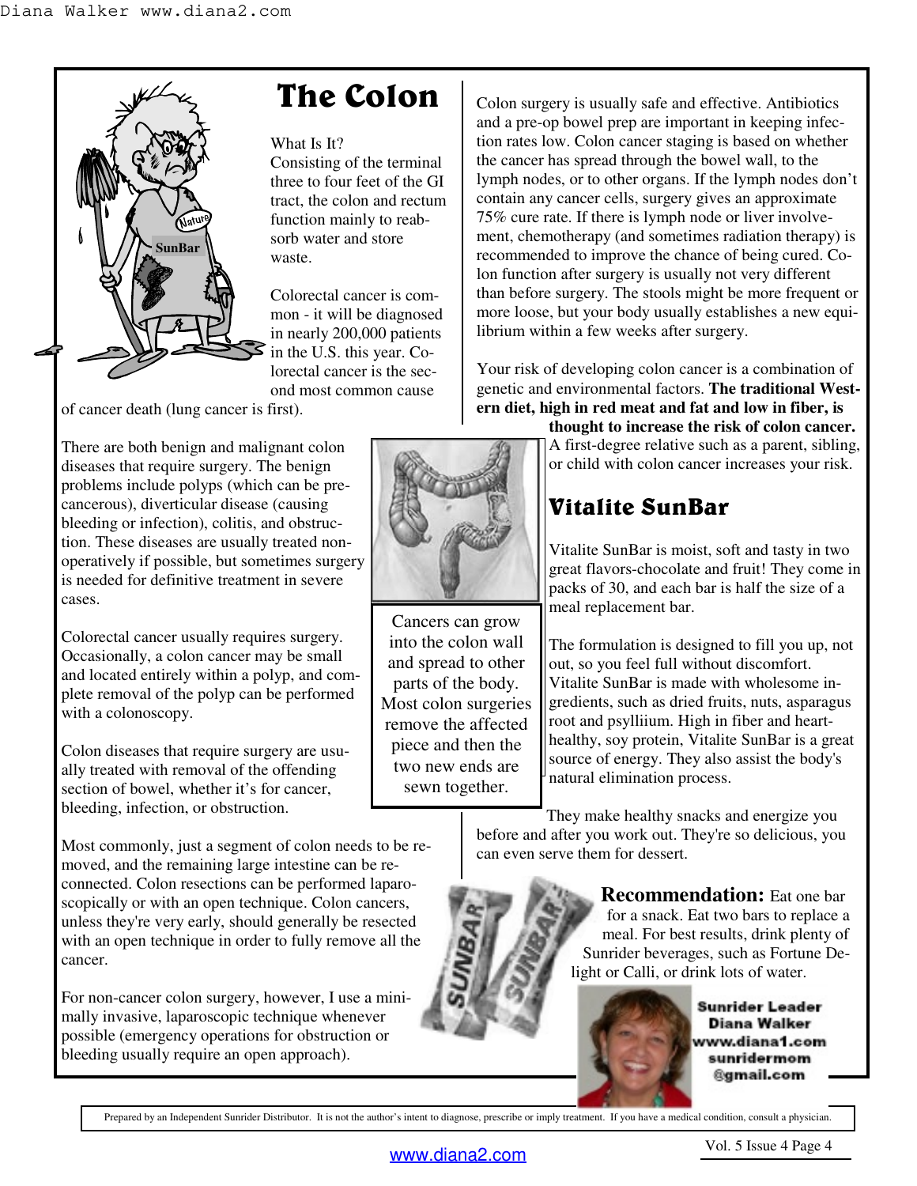# The Colon

What Is It?
Consisting of the terminal three to four feet of the GI tract, the colon and rectum function mainly to reabsorb water and store waste.

Colorectal cancer is common - it will be diagnosed in nearly 200,000 patients in the U.S. this year. Colorectal cancer is the second most common cause of cancer death (lung cancer is first).

There are both benign and malignant colon diseases that require surgery. The benign problems include polyps (which can be precancerous), diverticular disease (causing bleeding or infection), colitis, and obstruction. These diseases are usually treated nonoperatively if possible, but sometimes surgery is needed for definitive treatment in severe cases.

Colorectal cancer usually requires surgery. Occasionally, a colon cancer may be small and located entirely within a polyp, and complete removal of the polyp can be performed with a colonoscopy.

Colon diseases that require surgery are usually treated with removal of the offending section of bowel, whether it's for cancer, bleeding, infection, or obstruction.

Most commonly, just a segment of colon needs to be removed, and the remaining large intestine can be reconnected. Colon resections can be performed laparoscopically or with an open technique. Colon cancers, unless they're very early, should generally be resected with an open technique in order to fully remove all the cancer.

For non-cancer colon surgery, however, I use a minimally invasive, laparoscopic technique whenever possible (emergency operations for obstruction or bleeding usually require an open approach).

Cancers can grow into the colon wall and spread to other parts of the body. Most colon surgeries remove the affected piece and then the two new ends are sewn together.

Colon surgery is usually safe and effective. Antibiotics and a pre-op bowel prep are important in keeping infection rates low. Colon cancer staging is based on whether the cancer has spread through the bowel wall, to the lymph nodes, or to other organs. If the lymph nodes don't contain any cancer cells, surgery gives an approximate 75% cure rate. If there is lymph node or liver involvement, chemotherapy (and sometimes radiation therapy) is recommended to improve the chance of being cured. Colon function after surgery is usually not very different than before surgery. The stools might be more frequent or more loose, but your body usually establishes a new equilibrium within a few weeks after surgery.

Your risk of developing colon cancer is a combination of genetic and environmental factors. **The traditional Western diet, high in red meat and fat and low in fiber, is thought to increase the risk of colon cancer.** A first-degree relative such as a parent, sibling, or child with colon cancer increases your risk.

## Vitalite SunBar

Vitalite SunBar is moist, soft and tasty in two great flavors-chocolate and fruit! They come in packs of 30, and each bar is half the size of a meal replacement bar.

The formulation is designed to fill you up, not out, so you feel full without discomfort. Vitalite SunBar is made with wholesome ingredients, such as dried fruits, nuts, asparagus root and psylliium. High in fiber and heart-healthy, soy protein, Vitalite SunBar is a great source of energy. They also assist the body's natural elimination process.

They make healthy snacks and energize you before and after you work out. They're so delicious, you can even serve them for dessert.

**Recommendation:** Eat one bar for a snack. Eat two bars to replace a meal. For best results, drink plenty of Sunrider beverages, such as Fortune Delight or Calli, or drink lots of water.

**Sunrider Leader**
**Diana Walker**
**www.diana1.com**
**sunridermom@gmail.com**

Prepared by an Independent Sunrider Distributor. It is not the author's intent to diagnose, prescribe or imply treatment. If you have a medical condition, consult a physician.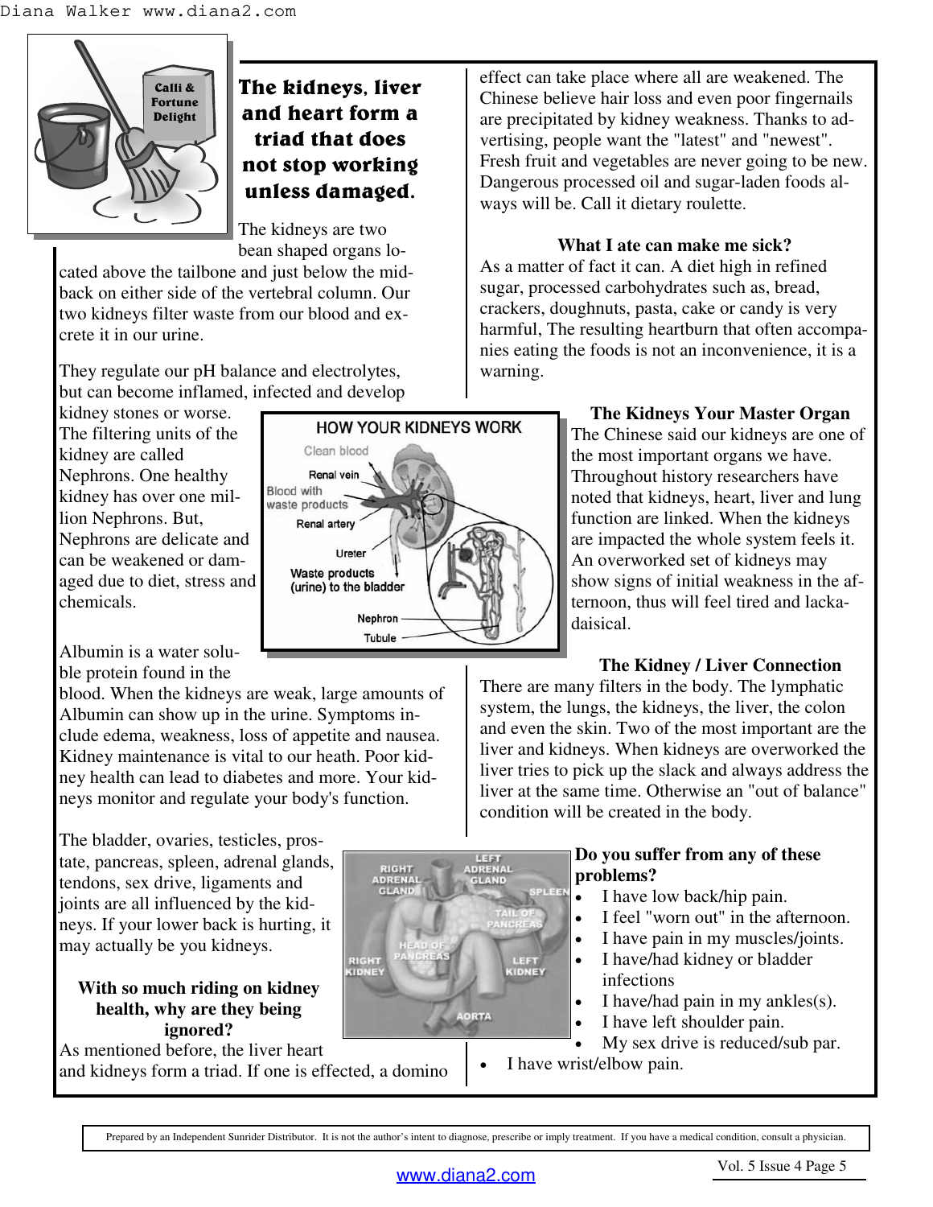## The kidneys, liver and heart form a triad that does not stop working unless damaged.

The kidneys are two bean shaped organs located above the tailbone and just below the mid-back on either side of the vertebral column. Our two kidneys filter waste from our blood and excrete it in our urine.

They regulate our pH balance and electrolytes, but can become inflamed, infected and develop kidney stones or worse. The filtering units of the kidney are called Nephrons. One healthy kidney has over one million Nephrons. But, Nephrons are delicate and can be weakened or damaged due to diet, stress and chemicals.

Albumin is a water soluble protein found in the blood. When the kidneys are weak, large amounts of Albumin can show up in the urine. Symptoms include edema, weakness, loss of appetite and nausea. Kidney maintenance is vital to our heath. Poor kidney health can lead to diabetes and more. Your kidneys monitor and regulate your body's function.

The bladder, ovaries, testicles, prostate, pancreas, spleen, adrenal glands, tendons, sex drive, ligaments and joints are all influenced by the kidneys. If your lower back is hurting, it may actually be you kidneys.

**With so much riding on kidney health, why are they being ignored?**

As mentioned before, the liver heart and kidneys form a triad. If one is effected, a domino effect can take place where all are weakened. The Chinese believe hair loss and even poor fingernails are precipitated by kidney weakness. Thanks to advertising, people want the "latest" and "newest". Fresh fruit and vegetables are never going to be new. Dangerous processed oil and sugar-laden foods always will be. Call it dietary roulette.

**What I ate can make me sick?**

As a matter of fact it can. A diet high in refined sugar, processed carbohydrates such as, bread, crackers, doughnuts, pasta, cake or candy is very harmful, The resulting heartburn that often accompanies eating the foods is not an inconvenience, it is a warning.

**The Kidneys Your Master Organ**

The Chinese said our kidneys are one of the most important organs we have. Throughout history researchers have noted that kidneys, heart, liver and lung function are linked. When the kidneys are impacted the whole system feels it. An overworked set of kidneys may show signs of initial weakness in the afternoon, thus will feel tired and lackadaisical.

**The Kidney / Liver Connection**

There are many filters in the body. The lymphatic system, the lungs, the kidneys, the liver, the colon and even the skin. Two of the most important are the liver and kidneys. When kidneys are overworked the liver tries to pick up the slack and always address the liver at the same time. Otherwise an "out of balance" condition will be created in the body.

**Do you suffer from any of these problems?**

- I have low back/hip pain.
- I feel "worn out" in the afternoon.
- I have pain in my muscles/joints.
- I have/had kidney or bladder infections
- I have/had pain in my ankles(s).
- I have left shoulder pain.
- My sex drive is reduced/sub par.
- I have wrist/elbow pain.

Prepared by an Independent Sunrider Distributor. It is not the author's intent to diagnose, prescribe or imply treatment. If you have a medical condition, consult a physician.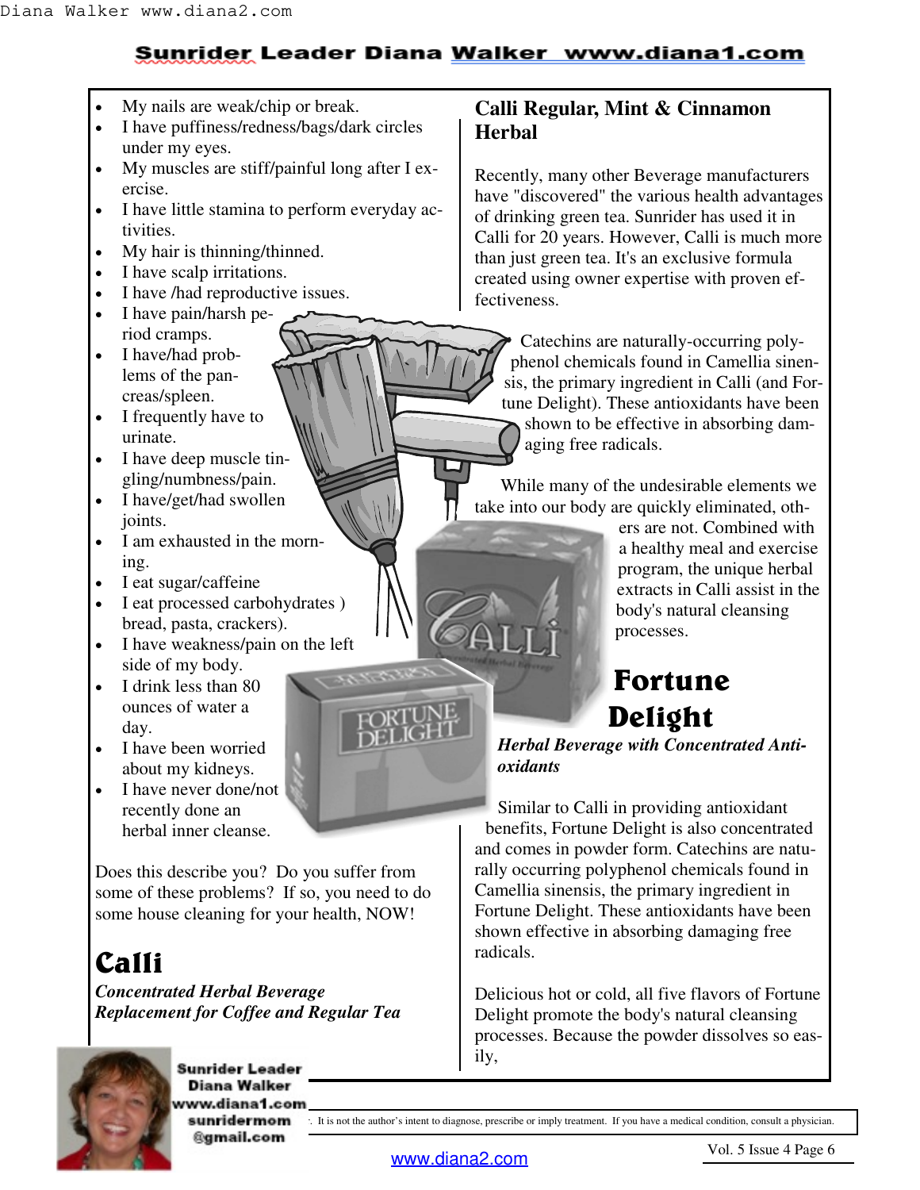- My nails are weak/chip or break.
- I have puffiness/redness/bags/dark circles under my eyes.
- My muscles are stiff/painful long after I exercise.
- I have little stamina to perform everyday activities.
- My hair is thinning/thinned.
- I have scalp irritations.
- I have /had reproductive issues.
- I have pain/harsh period cramps.
- I have/had problems of the pancreas/spleen.
- I frequently have to urinate.
- I have deep muscle tingling/numbness/pain.
- I have/get/had swollen joints.
- I am exhausted in the morning.
- I eat sugar/caffeine
- I eat processed carbohydrates ) bread, pasta, crackers).
- I have weakness/pain on the left side of my body.
- I drink less than 80 ounces of water a day.
- I have been worried about my kidneys.
- I have never done/not recently done an herbal inner cleanse.

Does this describe you? Do you suffer from some of these problems? If so, you need to do some house cleaning for your health, NOW!

# Calli

***Concentrated Herbal Beverage***
***Replacement for Coffee and Regular Tea***

## Calli Regular, Mint & Cinnamon Herbal

Recently, many other Beverage manufacturers have "discovered" the various health advantages of drinking green tea. Sunrider has used it in Calli for 20 years. However, Calli is much more than just green tea. It's an exclusive formula created using owner expertise with proven effectiveness.

Catechins are naturally-occurring polyphenol chemicals found in Camellia sinensis, the primary ingredient in Calli (and Fortune Delight). These antioxidants have been shown to be effective in absorbing damaging free radicals.

While many of the undesirable elements we take into our body are quickly eliminated, others are not. Combined with a healthy meal and exercise program, the unique herbal extracts in Calli assist in the body's natural cleansing processes.

# Fortune Delight

***Herbal Beverage with Concentrated Antioxidants***

Similar to Calli in providing antioxidant benefits, Fortune Delight is also concentrated and comes in powder form. Catechins are naturally occurring polyphenol chemicals found in Camellia sinensis, the primary ingredient in Fortune Delight. These antioxidants have been shown effective in absorbing damaging free radicals.

Delicious hot or cold, all five flavors of Fortune Delight promote the body's natural cleansing processes. Because the powder dissolves so easily,

Sunrider Leader Diana Walker www.diana1.com sunridermom @gmail.com

. It is not the author's intent to diagnose, prescribe or imply treatment. If you have a medical condition, consult a physician.